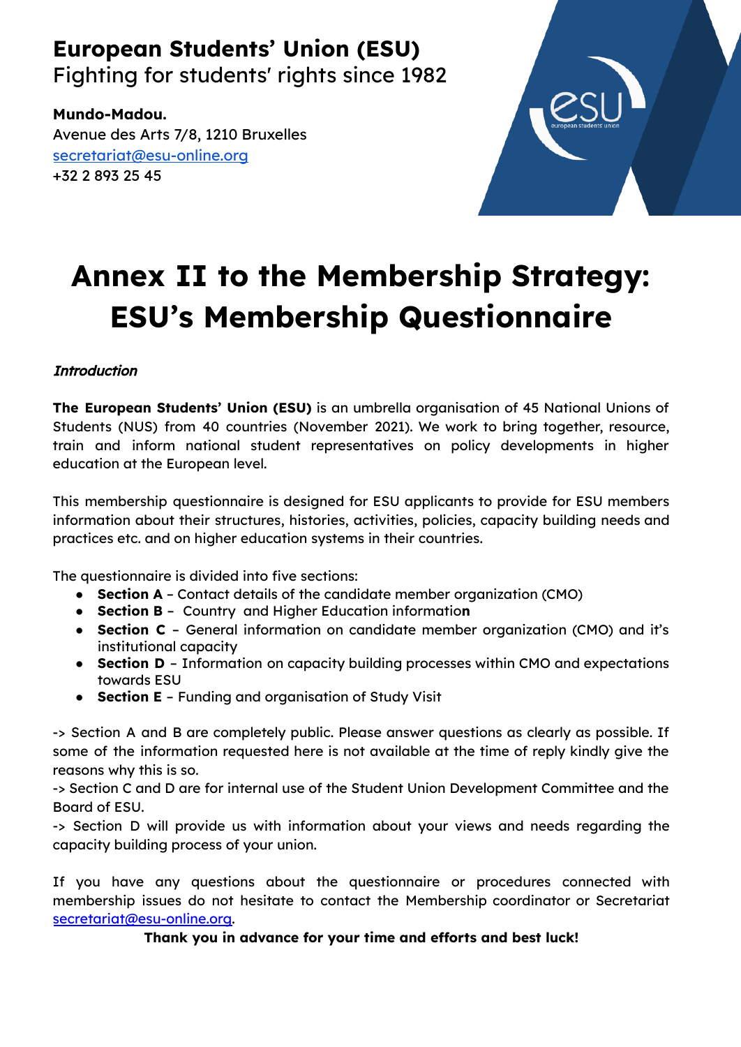**European Students' Union (ESU)**
Fighting for students' rights since 1982

**Mundo-Madou.**
Avenue des Arts 7/8, 1210 Bruxelles
secretariat@esu-online.org
+32 2 893 25 45

# Annex II to the Membership Strategy: ESU's Membership Questionnaire

***Introduction***

**The European Students' Union (ESU)** is an umbrella organisation of 45 National Unions of Students (NUS) from 40 countries (November 2021). We work to bring together, resource, train and inform national student representatives on policy developments in higher education at the European level.

This membership questionnaire is designed for ESU applicants to provide for ESU members information about their structures, histories, activities, policies, capacity building needs and practices etc. and on higher education systems in their countries.

The questionnaire is divided into five sections:

- **Section A** – Contact details of the candidate member organization (CMO)
- **Section B** – Country and Higher Education informatio**n**
- **Section C** – General information on candidate member organization (CMO) and it's institutional capacity
- **Section D** – Information on capacity building processes within CMO and expectations towards ESU
- **Section E** – Funding and organisation of Study Visit

-> Section A and B are completely public. Please answer questions as clearly as possible. If some of the information requested here is not available at the time of reply kindly give the reasons why this is so.
-> Section C and D are for internal use of the Student Union Development Committee and the Board of ESU.
-> Section D will provide us with information about your views and needs regarding the capacity building process of your union.

If you have any questions about the questionnaire or procedures connected with membership issues do not hesitate to contact the Membership coordinator or Secretariat secretariat@esu-online.org.

**Thank you in advance for your time and efforts and best luck!**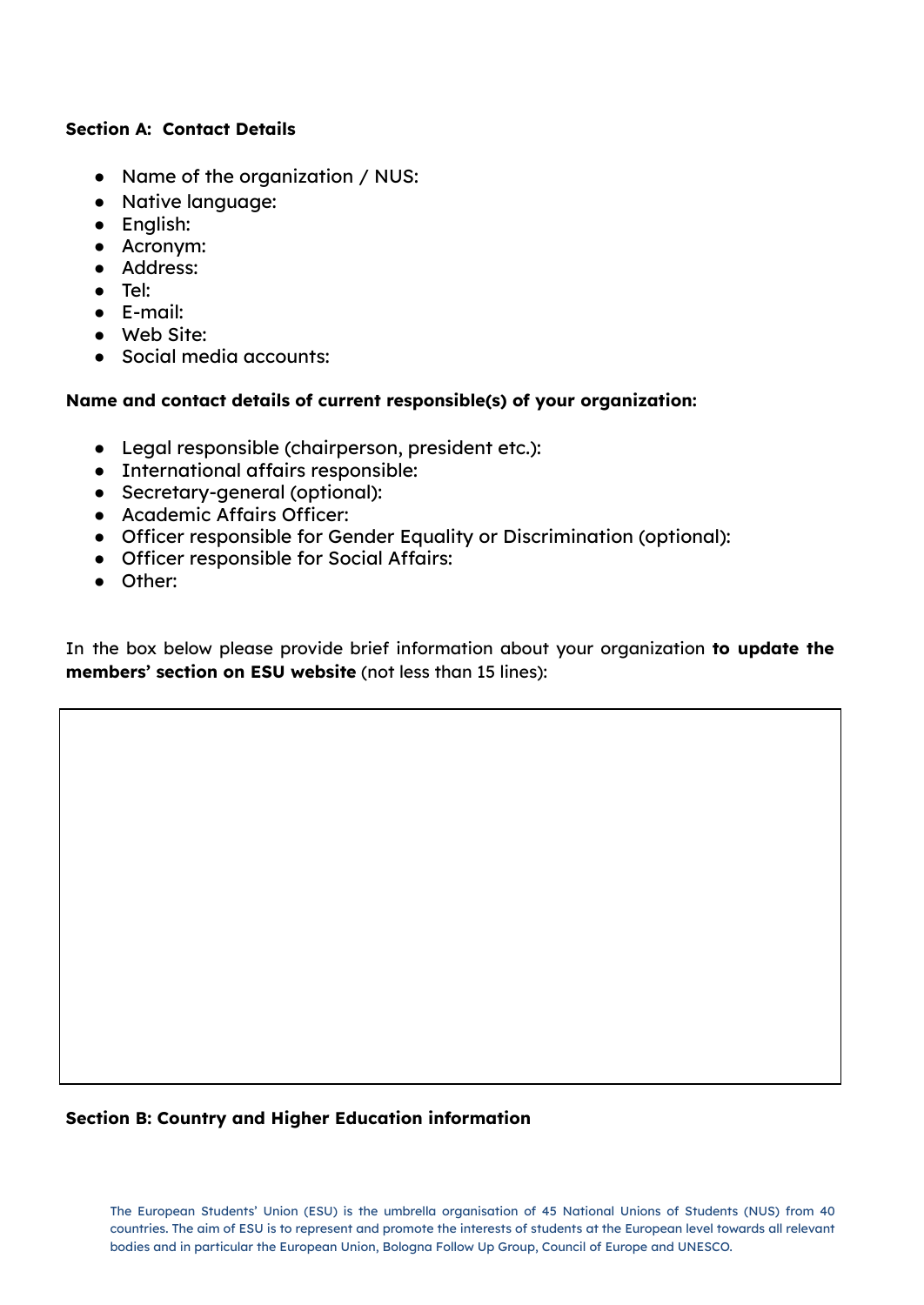**Section A: Contact Details**

- Name of the organization / NUS:
- Native language:
- English:
- Acronym:
- Address:
- Tel:
- E-mail:
- Web Site:
- Social media accounts:

**Name and contact details of current responsible(s) of your organization:**

- Legal responsible (chairperson, president etc.):
- International affairs responsible:
- Secretary-general (optional):
- Academic Affairs Officer:
- Officer responsible for Gender Equality or Discrimination (optional):
- Officer responsible for Social Affairs:
- Other:

In the box below please provide brief information about your organization **to update the members' section on ESU website** (not less than 15 lines):

| |
|---|
| |

**Section B: Country and Higher Education information**

The European Students' Union (ESU) is the umbrella organisation of 45 National Unions of Students (NUS) from 40 countries. The aim of ESU is to represent and promote the interests of students at the European level towards all relevant bodies and in particular the European Union, Bologna Follow Up Group, Council of Europe and UNESCO.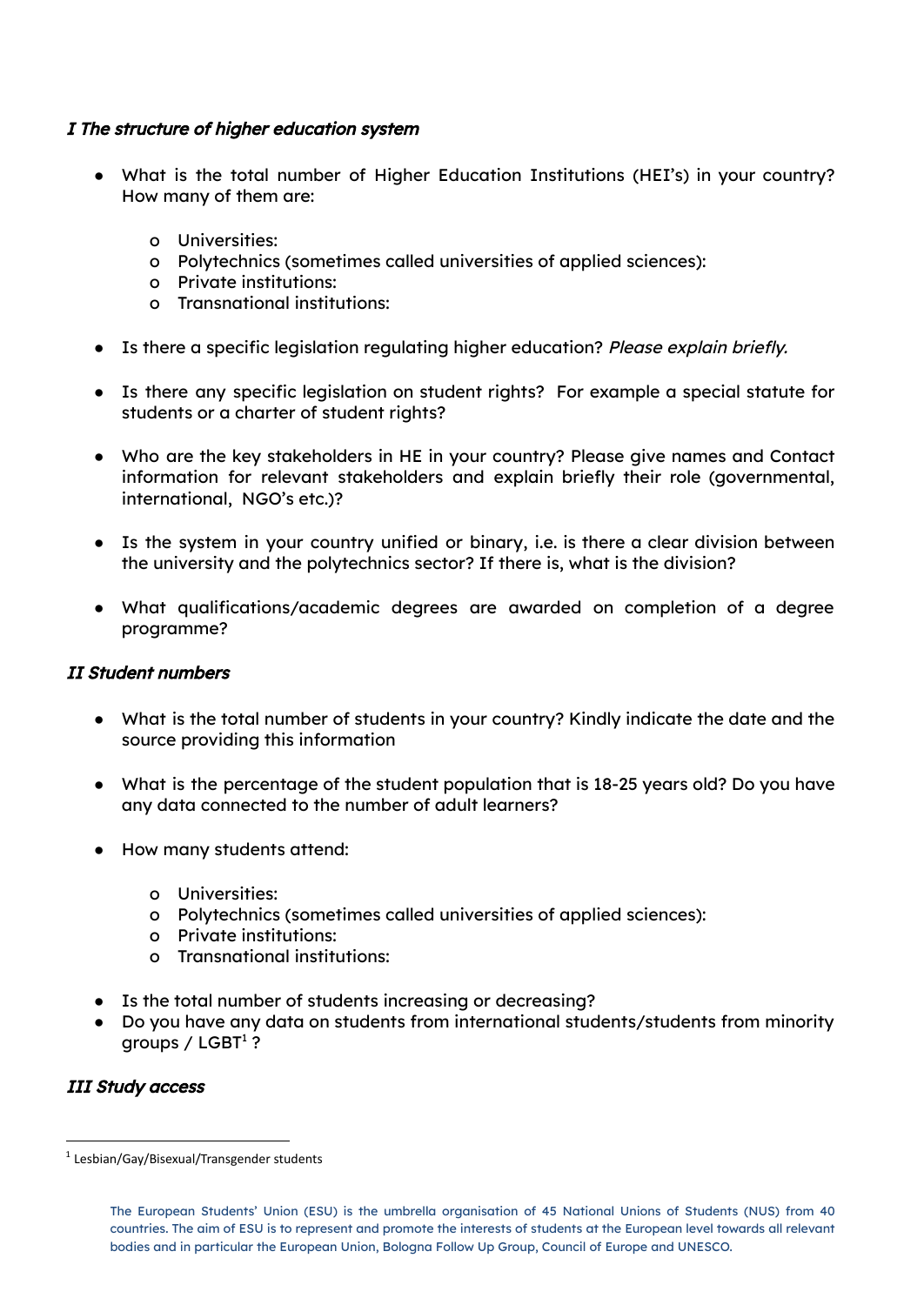### *I The structure of higher education system*

- What is the total number of Higher Education Institutions (HEI's) in your country? How many of them are:
  - Universities:
  - Polytechnics (sometimes called universities of applied sciences):
  - Private institutions:
  - Transnational institutions:

- Is there a specific legislation regulating higher education? *Please explain briefly.*

- Is there any specific legislation on student rights? For example a special statute for students or a charter of student rights?

- Who are the key stakeholders in HE in your country? Please give names and Contact information for relevant stakeholders and explain briefly their role (governmental, international, NGO's etc.)?

- Is the system in your country unified or binary, i.e. is there a clear division between the university and the polytechnics sector? If there is, what is the division?

- What qualifications/academic degrees are awarded on completion of a degree programme?

### *II Student numbers*

- What is the total number of students in your country? Kindly indicate the date and the source providing this information

- What is the percentage of the student population that is 18-25 years old? Do you have any data connected to the number of adult learners?

- How many students attend:
  - Universities:
  - Polytechnics (sometimes called universities of applied sciences):
  - Private institutions:
  - Transnational institutions:

- Is the total number of students increasing or decreasing?
- Do you have any data on students from international students/students from minority groups / LGBT[1] ?

### *III Study access*

[1] Lesbian/Gay/Bisexual/Transgender students

The European Students' Union (ESU) is the umbrella organisation of 45 National Unions of Students (NUS) from 40 countries. The aim of ESU is to represent and promote the interests of students at the European level towards all relevant bodies and in particular the European Union, Bologna Follow Up Group, Council of Europe and UNESCO.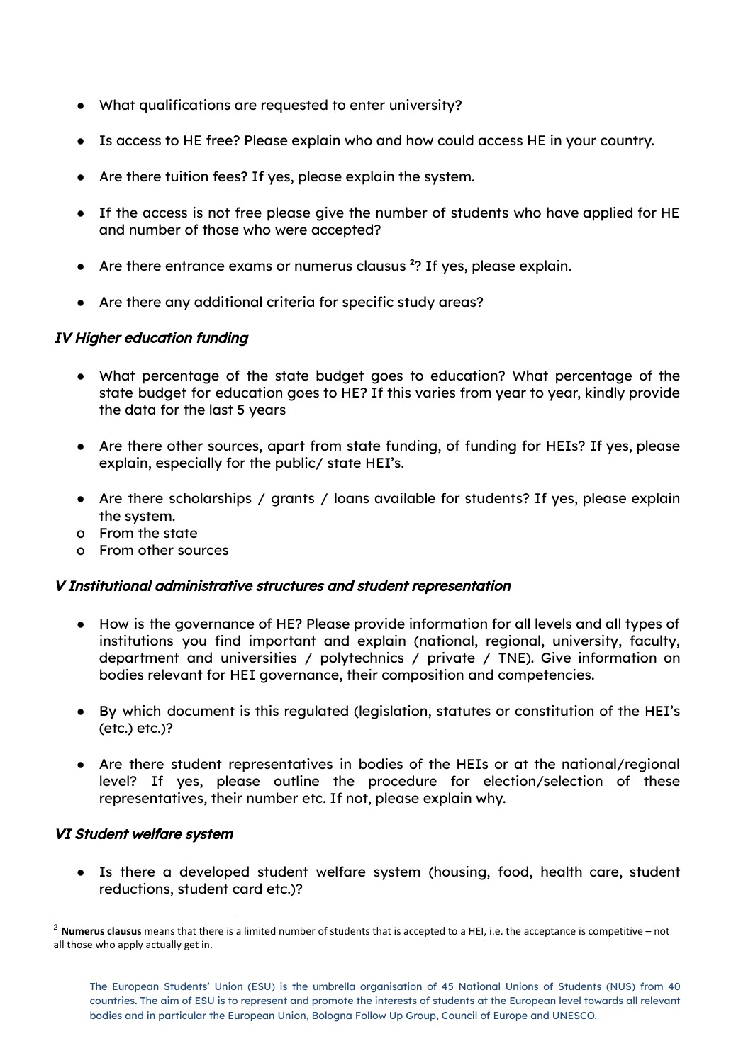- What qualifications are requested to enter university?

- Is access to HE free? Please explain who and how could access HE in your country.

- Are there tuition fees? If yes, please explain the system.

- If the access is not free please give the number of students who have applied for HE and number of those who were accepted?

- Are there entrance exams or numerus clausus [2]? If yes, please explain.

- Are there any additional criteria for specific study areas?

### *IV Higher education funding*

- What percentage of the state budget goes to education? What percentage of the state budget for education goes to HE? If this varies from year to year, kindly provide the data for the last 5 years

- Are there other sources, apart from state funding, of funding for HEIs? If yes, please explain, especially for the public/ state HEI's.

- Are there scholarships / grants / loans available for students? If yes, please explain the system.
  - From the state
  - From other sources

### *V Institutional administrative structures and student representation*

- How is the governance of HE? Please provide information for all levels and all types of institutions you find important and explain (national, regional, university, faculty, department and universities / polytechnics / private / TNE). Give information on bodies relevant for HEI governance, their composition and competencies.

- By which document is this regulated (legislation, statutes or constitution of the HEI's (etc.) etc.)?

- Are there student representatives in bodies of the HEIs or at the national/regional level? If yes, please outline the procedure for election/selection of these representatives, their number etc. If not, please explain why.

### *VI Student welfare system*

- Is there a developed student welfare system (housing, food, health care, student reductions, student card etc.)?

[2] **Numerus clausus** means that there is a limited number of students that is accepted to a HEI, i.e. the acceptance is competitive – not all those who apply actually get in.

The European Students' Union (ESU) is the umbrella organisation of 45 National Unions of Students (NUS) from 40 countries. The aim of ESU is to represent and promote the interests of students at the European level towards all relevant bodies and in particular the European Union, Bologna Follow Up Group, Council of Europe and UNESCO.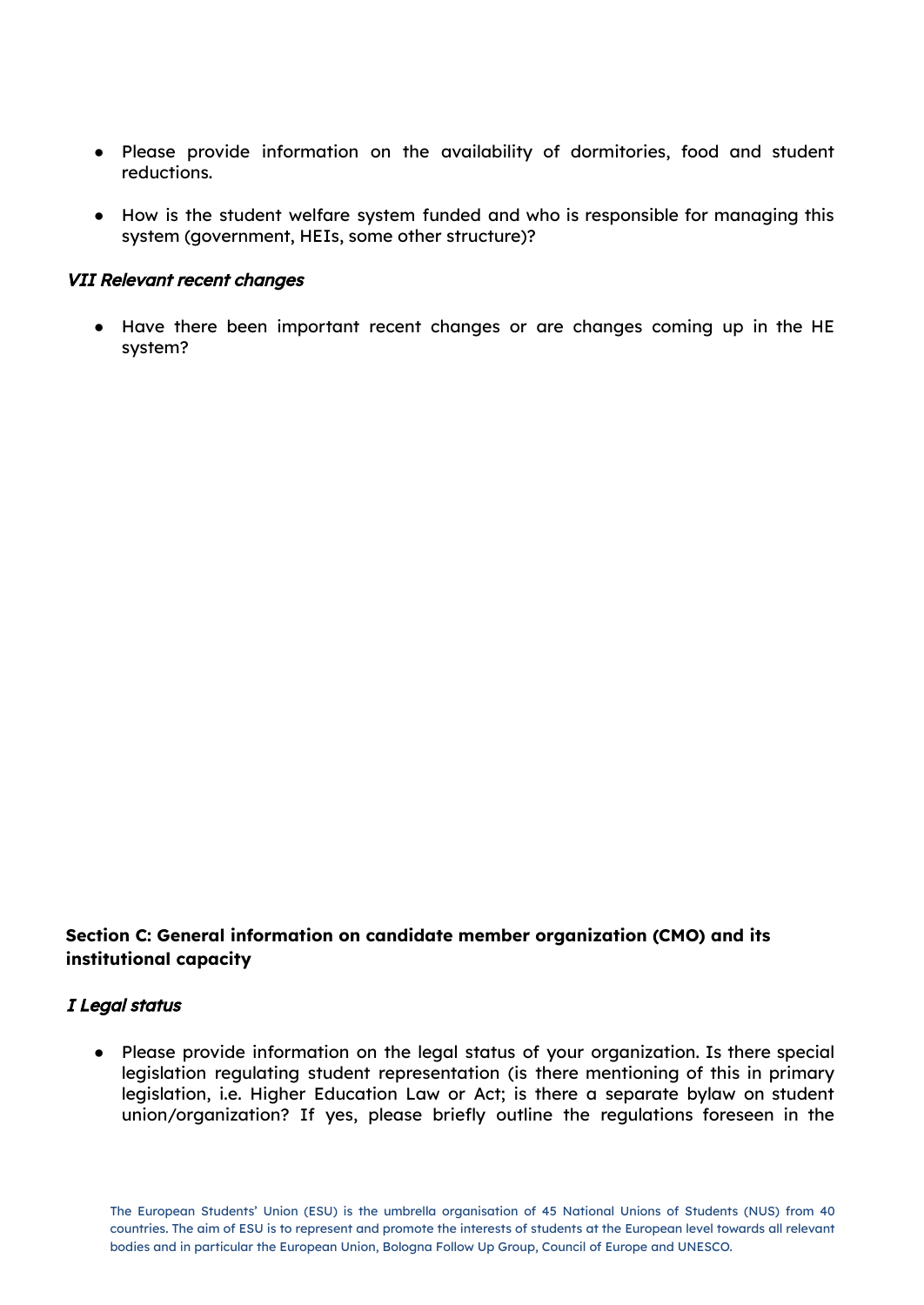- Please provide information on the availability of dormitories, food and student reductions.
- How is the student welfare system funded and who is responsible for managing this system (government, HEIs, some other structure)?

### *VII Relevant recent changes*

- Have there been important recent changes or are changes coming up in the HE system?

## Section C: General information on candidate member organization (CMO) and its institutional capacity

### *I Legal status*

- Please provide information on the legal status of your organization. Is there special legislation regulating student representation (is there mentioning of this in primary legislation, i.e. Higher Education Law or Act; is there a separate bylaw on student union/organization? If yes, please briefly outline the regulations foreseen in the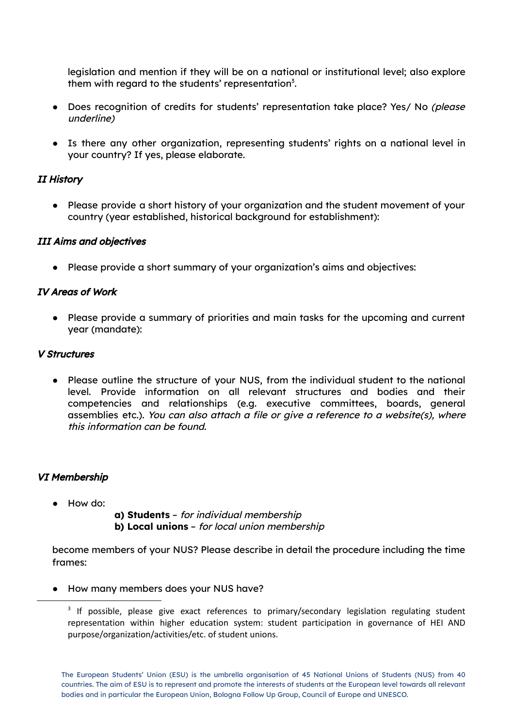legislation and mention if they will be on a national or institutional level; also explore them with regard to the students' representation[3].

- Does recognition of credits for students' representation take place? Yes/ No *(please underline)*

- Is there any other organization, representing students' rights on a national level in your country? If yes, please elaborate.

### *II History*

- Please provide a short history of your organization and the student movement of your country (year established, historical background for establishment):

### *III Aims and objectives*

- Please provide a short summary of your organization's aims and objectives:

### *IV Areas of Work*

- Please provide a summary of priorities and main tasks for the upcoming and current year (mandate):

### *V Structures*

- Please outline the structure of your NUS, from the individual student to the national level. Provide information on all relevant structures and bodies and their competencies and relationships (e.g. executive committees, boards, general assemblies etc.). *You can also attach a file or give a reference to a website(s), where this information can be found.*

### *VI Membership*

- How do:

  **a) Students** – *for individual membership*
  **b) Local unions** – *for local union membership*

become members of your NUS? Please describe in detail the procedure including the time frames:

- How many members does your NUS have?

---

[3] If possible, please give exact references to primary/secondary legislation regulating student representation within higher education system: student participation in governance of HEI AND purpose/organization/activities/etc. of student unions.

The European Students' Union (ESU) is the umbrella organisation of 45 National Unions of Students (NUS) from 40 countries. The aim of ESU is to represent and promote the interests of students at the European level towards all relevant bodies and in particular the European Union, Bologna Follow Up Group, Council of Europe and UNESCO.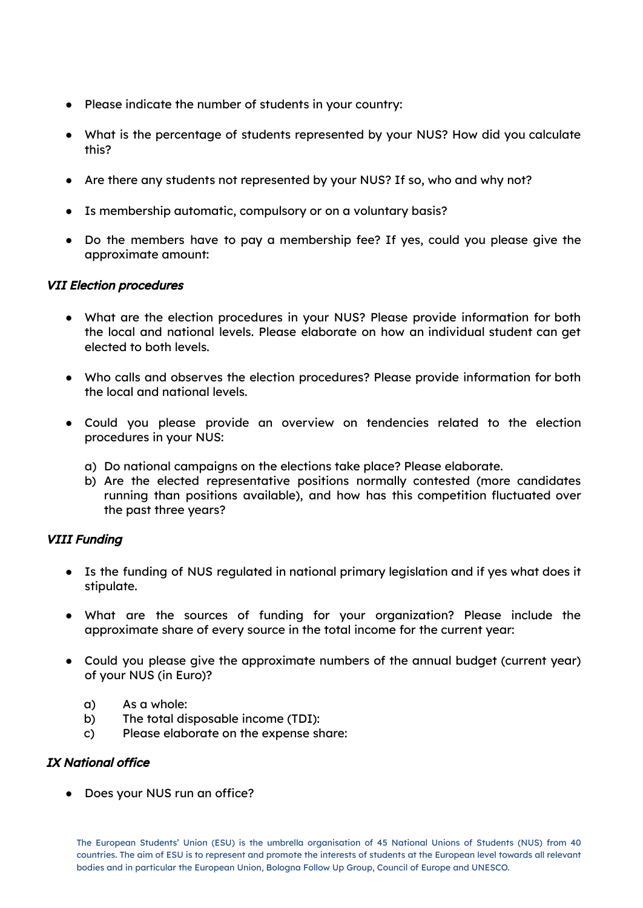- Please indicate the number of students in your country:

- What is the percentage of students represented by your NUS? How did you calculate this?

- Are there any students not represented by your NUS? If so, who and why not?

- Is membership automatic, compulsory or on a voluntary basis?

- Do the members have to pay a membership fee? If yes, could you please give the approximate amount:

### *VII Election procedures*

- What are the election procedures in your NUS? Please provide information for both the local and national levels. Please elaborate on how an individual student can get elected to both levels.

- Who calls and observes the election procedures? Please provide information for both the local and national levels.

- Could you please provide an overview on tendencies related to the election procedures in your NUS:

  a) Do national campaigns on the elections take place? Please elaborate.
  b) Are the elected representative positions normally contested (more candidates running than positions available), and how has this competition fluctuated over the past three years?

### *VIII Funding*

- Is the funding of NUS regulated in national primary legislation and if yes what does it stipulate.

- What are the sources of funding for your organization? Please include the approximate share of every source in the total income for the current year:

- Could you please give the approximate numbers of the annual budget (current year) of your NUS (in Euro)?

  a) As a whole:
  b) The total disposable income (TDI):
  c) Please elaborate on the expense share:

### *IX National office*

- Does your NUS run an office?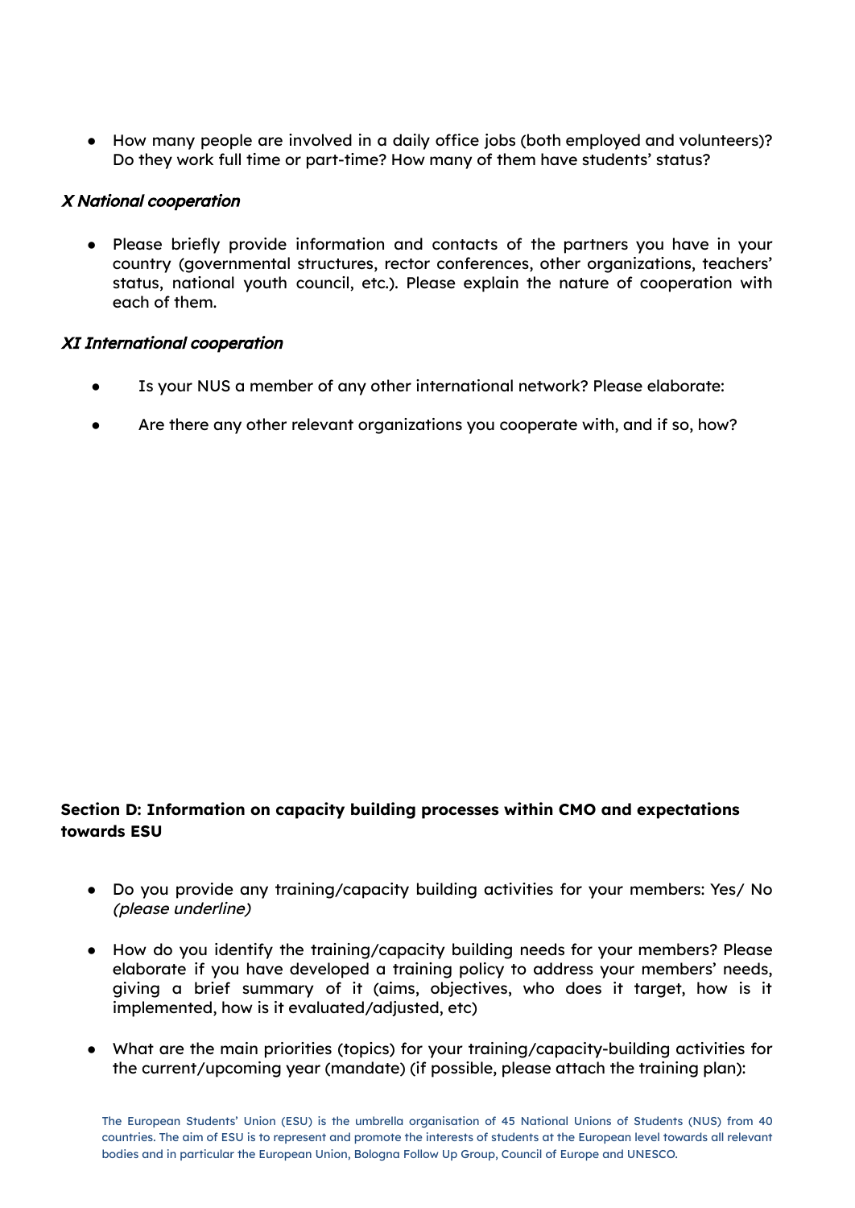- How many people are involved in a daily office jobs (both employed and volunteers)? Do they work full time or part-time? How many of them have students' status?

### *X National cooperation*

- Please briefly provide information and contacts of the partners you have in your country (governmental structures, rector conferences, other organizations, teachers' status, national youth council, etc.). Please explain the nature of cooperation with each of them.

### *XI International cooperation*

- Is your NUS a member of any other international network? Please elaborate:
- Are there any other relevant organizations you cooperate with, and if so, how?

## **Section D: Information on capacity building processes within CMO and expectations towards ESU**

- Do you provide any training/capacity building activities for your members: Yes/ No *(please underline)*
- How do you identify the training/capacity building needs for your members? Please elaborate if you have developed a training policy to address your members' needs, giving a brief summary of it (aims, objectives, who does it target, how is it implemented, how is it evaluated/adjusted, etc)
- What are the main priorities (topics) for your training/capacity-building activities for the current/upcoming year (mandate) (if possible, please attach the training plan):

The European Students' Union (ESU) is the umbrella organisation of 45 National Unions of Students (NUS) from 40 countries. The aim of ESU is to represent and promote the interests of students at the European level towards all relevant bodies and in particular the European Union, Bologna Follow Up Group, Council of Europe and UNESCO.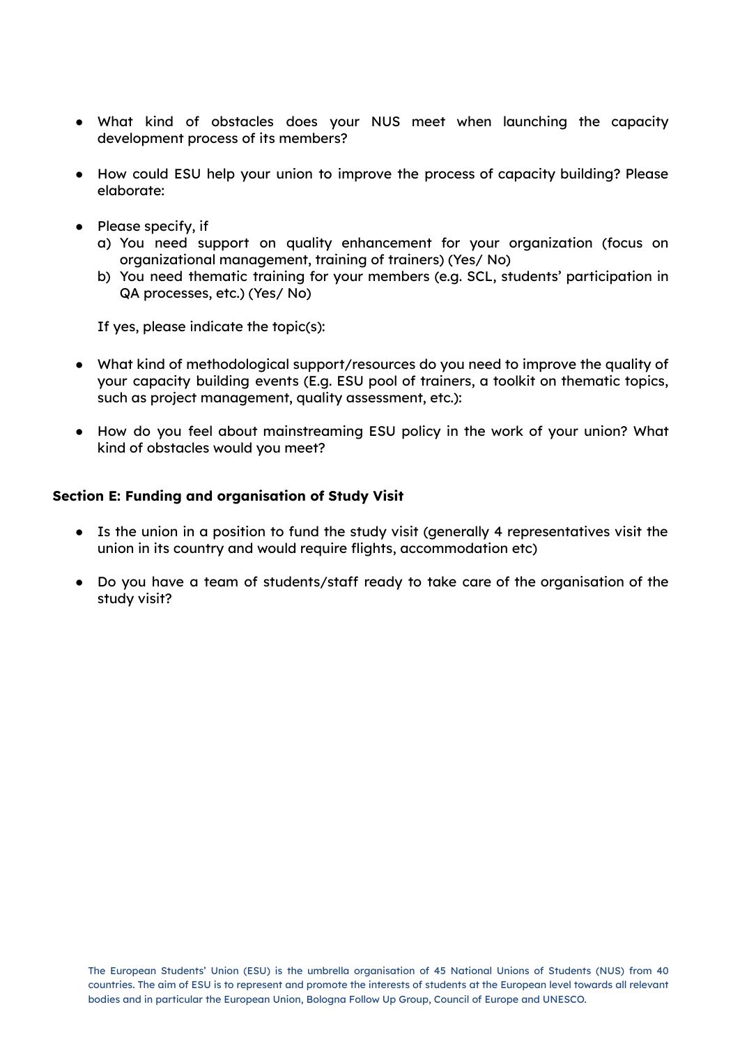- What kind of obstacles does your NUS meet when launching the capacity development process of its members?

- How could ESU help your union to improve the process of capacity building? Please elaborate:

- Please specify, if
  a) You need support on quality enhancement for your organization (focus on organizational management, training of trainers) (Yes/ No)
  b) You need thematic training for your members (e.g. SCL, students' participation in QA processes, etc.) (Yes/ No)

  If yes, please indicate the topic(s):

- What kind of methodological support/resources do you need to improve the quality of your capacity building events (E.g. ESU pool of trainers, a toolkit on thematic topics, such as project management, quality assessment, etc.):

- How do you feel about mainstreaming ESU policy in the work of your union? What kind of obstacles would you meet?

**Section E: Funding and organisation of Study Visit**

- Is the union in a position to fund the study visit (generally 4 representatives visit the union in its country and would require flights, accommodation etc)

- Do you have a team of students/staff ready to take care of the organisation of the study visit?

The European Students' Union (ESU) is the umbrella organisation of 45 National Unions of Students (NUS) from 40 countries. The aim of ESU is to represent and promote the interests of students at the European level towards all relevant bodies and in particular the European Union, Bologna Follow Up Group, Council of Europe and UNESCO.